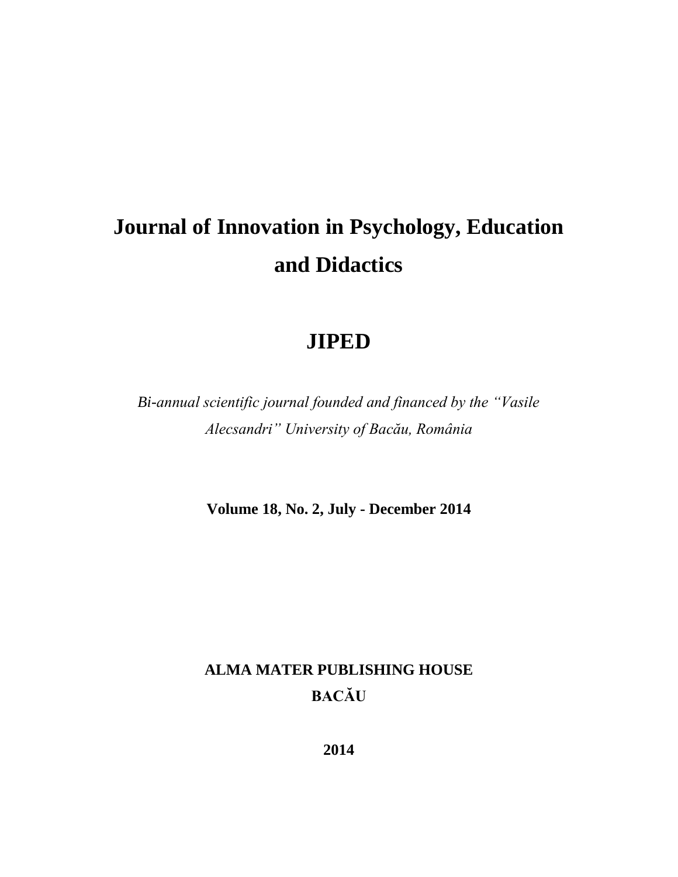# Journal of Innovation in Psychology, Education and Didactics

# JIPED

*Bi-annual scientific journal founded and financed by the "Vasile Alecsandri" University of Bacău, România*

**Volume 18, No. 2, July - December 2014**

**ALMA MATER PUBLISHING HOUSE**
**BACĂU**

**2014**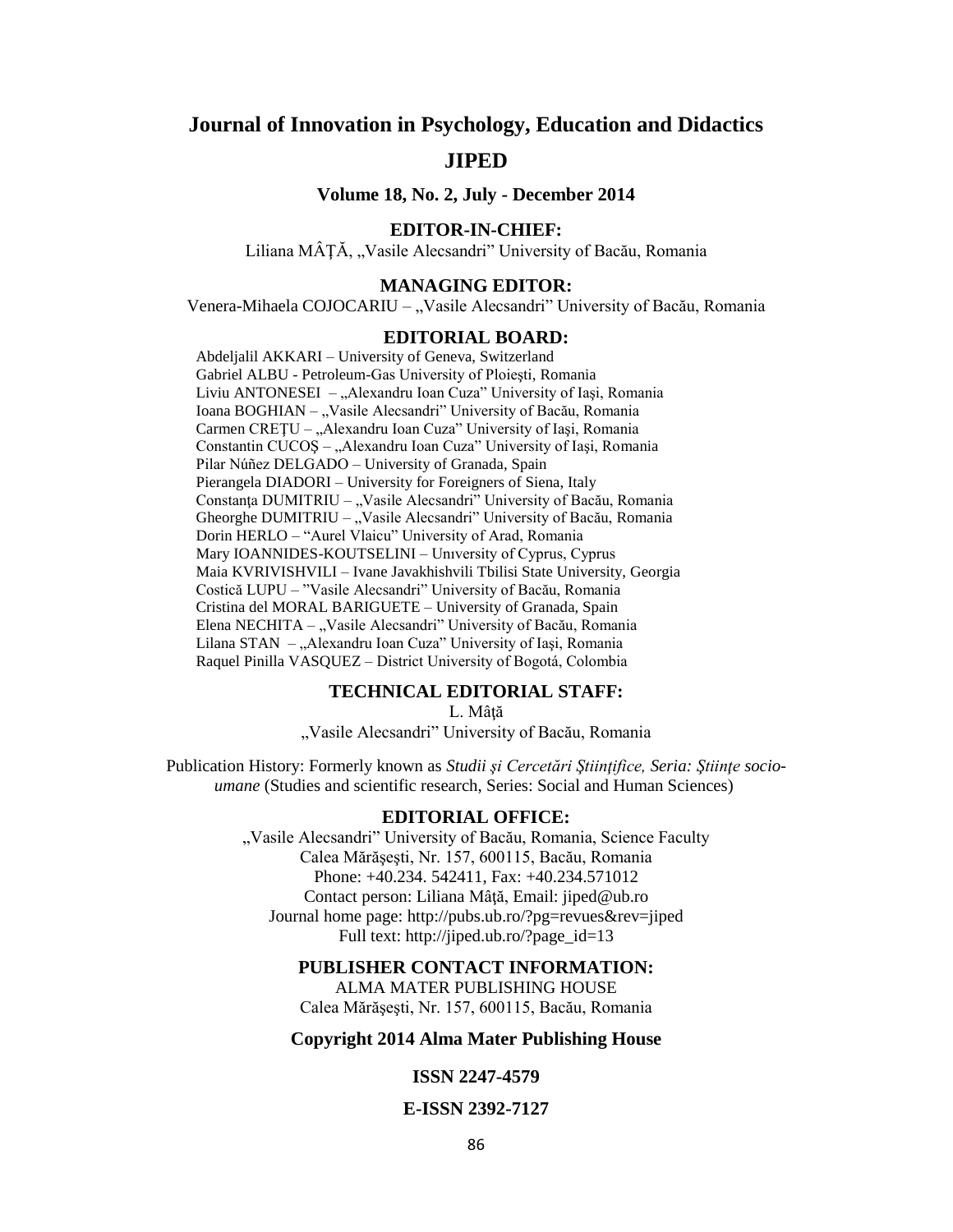# Journal of Innovation in Psychology, Education and Didactics

# JIPED

### Volume 18, No. 2, July - December 2014

### EDITOR-IN-CHIEF:

Liliana MÂȚĂ, „Vasile Alecsandri" University of Bacău, Romania

### MANAGING EDITOR:

Venera-Mihaela COJOCARIU – „Vasile Alecsandri" University of Bacău, Romania

### EDITORIAL BOARD:

Abdeljalil AKKARI – University of Geneva, Switzerland
Gabriel ALBU - Petroleum-Gas University of Ploieşti, Romania
Liviu ANTONESEI – „Alexandru Ioan Cuza" University of Iaşi, Romania
Ioana BOGHIAN – „Vasile Alecsandri" University of Bacău, Romania
Carmen CREȚU – „Alexandru Ioan Cuza" University of Iaşi, Romania
Constantin CUCOŞ – „Alexandru Ioan Cuza" University of Iaşi, Romania
Pilar Núñez DELGADO – University of Granada, Spain
Pierangela DIADORI – University for Foreigners of Siena, Italy
Constanţa DUMITRIU – „Vasile Alecsandri" University of Bacău, Romania
Gheorghe DUMITRIU – „Vasile Alecsandri" University of Bacău, Romania
Dorin HERLO – "Aurel Vlaicu" University of Arad, Romania
Mary IOANNIDES-KOUTSELINI – Unıversity of Cyprus, Cyprus
Maia KVRIVISHVILI – Ivane Javakhishvili Tbilisi State University, Georgia
Costică LUPU – "Vasile Alecsandri" University of Bacău, Romania
Cristina del MORAL BARIGUETE – University of Granada, Spain
Elena NECHITA – „Vasile Alecsandri" University of Bacău, Romania
Lilana STAN – „Alexandru Ioan Cuza" University of Iaşi, Romania
Raquel Pinilla VASQUEZ – District University of Bogotá, Colombia

### TECHNICAL EDITORIAL STAFF:

L. Mâţă
„Vasile Alecsandri" University of Bacău, Romania

Publication History: Formerly known as *Studii şi Cercetări Ştiinţifice, Seria: Ştiinţe socio-umane* (Studies and scientific research, Series: Social and Human Sciences)

### EDITORIAL OFFICE:

„Vasile Alecsandri" University of Bacău, Romania, Science Faculty
Calea Mărăşeşti, Nr. 157, 600115, Bacău, Romania
Phone: +40.234. 542411, Fax: +40.234.571012
Contact person: Liliana Mâţă, Email: jiped@ub.ro
Journal home page: http://pubs.ub.ro/?pg=revues&rev=jiped
Full text: http://jiped.ub.ro/?page_id=13

### PUBLISHER CONTACT INFORMATION:

ALMA MATER PUBLISHING HOUSE
Calea Mărăşeşti, Nr. 157, 600115, Bacău, Romania

**Copyright 2014 Alma Mater Publishing House**

**ISSN 2247-4579**

**E-ISSN 2392-7127**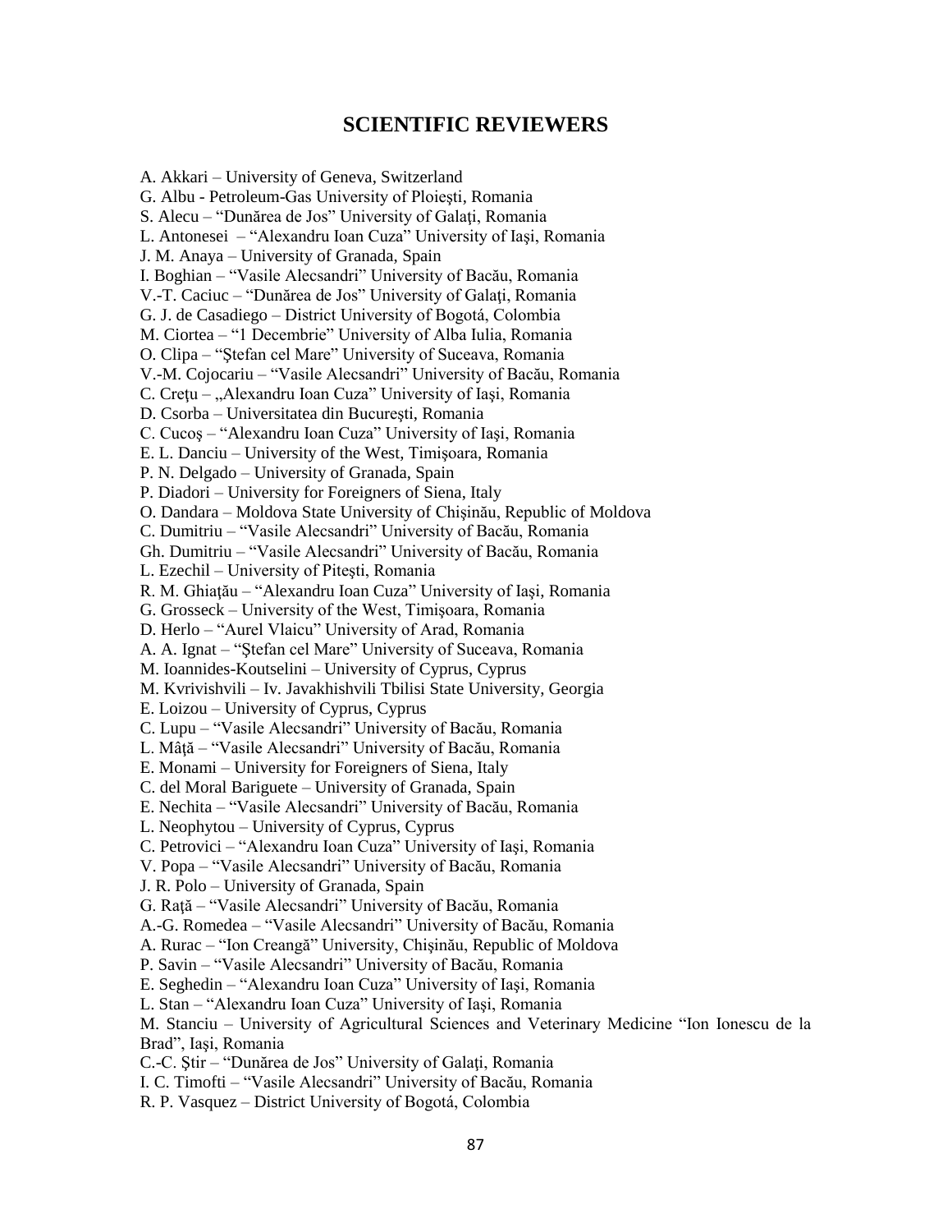# SCIENTIFIC REVIEWERS

A. Akkari – University of Geneva, Switzerland
G. Albu - Petroleum-Gas University of Ploieşti, Romania
S. Alecu – "Dunărea de Jos" University of Galaţi, Romania
L. Antonesei – "Alexandru Ioan Cuza" University of Iaşi, Romania
J. M. Anaya – University of Granada, Spain
I. Boghian – "Vasile Alecsandri" University of Bacău, Romania
V.-T. Caciuc – "Dunărea de Jos" University of Galaţi, Romania
G. J. de Casadiego – District University of Bogotá, Colombia
M. Ciortea – "1 Decembrie" University of Alba Iulia, Romania
O. Clipa – "Ştefan cel Mare" University of Suceava, Romania
V.-M. Cojocariu – "Vasile Alecsandri" University of Bacău, Romania
C. Creţu – „Alexandru Ioan Cuza" University of Iaşi, Romania
D. Csorba – Universitatea din Bucureşti, Romania
C. Cucoş – "Alexandru Ioan Cuza" University of Iaşi, Romania
E. L. Danciu – University of the West, Timişoara, Romania
P. N. Delgado – University of Granada, Spain
P. Diadori – University for Foreigners of Siena, Italy
O. Dandara – Moldova State University of Chişinău, Republic of Moldova
C. Dumitriu – "Vasile Alecsandri" University of Bacău, Romania
Gh. Dumitriu – "Vasile Alecsandri" University of Bacău, Romania
L. Ezechil – University of Piteşti, Romania
R. M. Ghiaţău – "Alexandru Ioan Cuza" University of Iaşi, Romania
G. Grosseck – University of the West, Timişoara, Romania
D. Herlo – "Aurel Vlaicu" University of Arad, Romania
A. A. Ignat – "Ştefan cel Mare" University of Suceava, Romania
M. Ioannides-Koutselini – University of Cyprus, Cyprus
M. Kvrivishvili – Iv. Javakhishvili Tbilisi State University, Georgia
E. Loizou – University of Cyprus, Cyprus
C. Lupu – "Vasile Alecsandri" University of Bacău, Romania
L. Mâţă – "Vasile Alecsandri" University of Bacău, Romania
E. Monami – University for Foreigners of Siena, Italy
C. del Moral Bariguete – University of Granada, Spain
E. Nechita – "Vasile Alecsandri" University of Bacău, Romania
L. Neophytou – University of Cyprus, Cyprus
C. Petrovici – "Alexandru Ioan Cuza" University of Iaşi, Romania
V. Popa – "Vasile Alecsandri" University of Bacău, Romania
J. R. Polo – University of Granada, Spain
G. Raţă – "Vasile Alecsandri" University of Bacău, Romania
A.-G. Romedea – "Vasile Alecsandri" University of Bacău, Romania
A. Rurac – "Ion Creangă" University, Chişinău, Republic of Moldova
P. Savin – "Vasile Alecsandri" University of Bacău, Romania
E. Seghedin – "Alexandru Ioan Cuza" University of Iaşi, Romania
L. Stan – "Alexandru Ioan Cuza" University of Iaşi, Romania
M. Stanciu – University of Agricultural Sciences and Veterinary Medicine "Ion Ionescu de la Brad", Iaşi, Romania
C.-C. Ştir – "Dunărea de Jos" University of Galaţi, Romania
I. C. Timofti – "Vasile Alecsandri" University of Bacău, Romania
R. P. Vasquez – District University of Bogotá, Colombia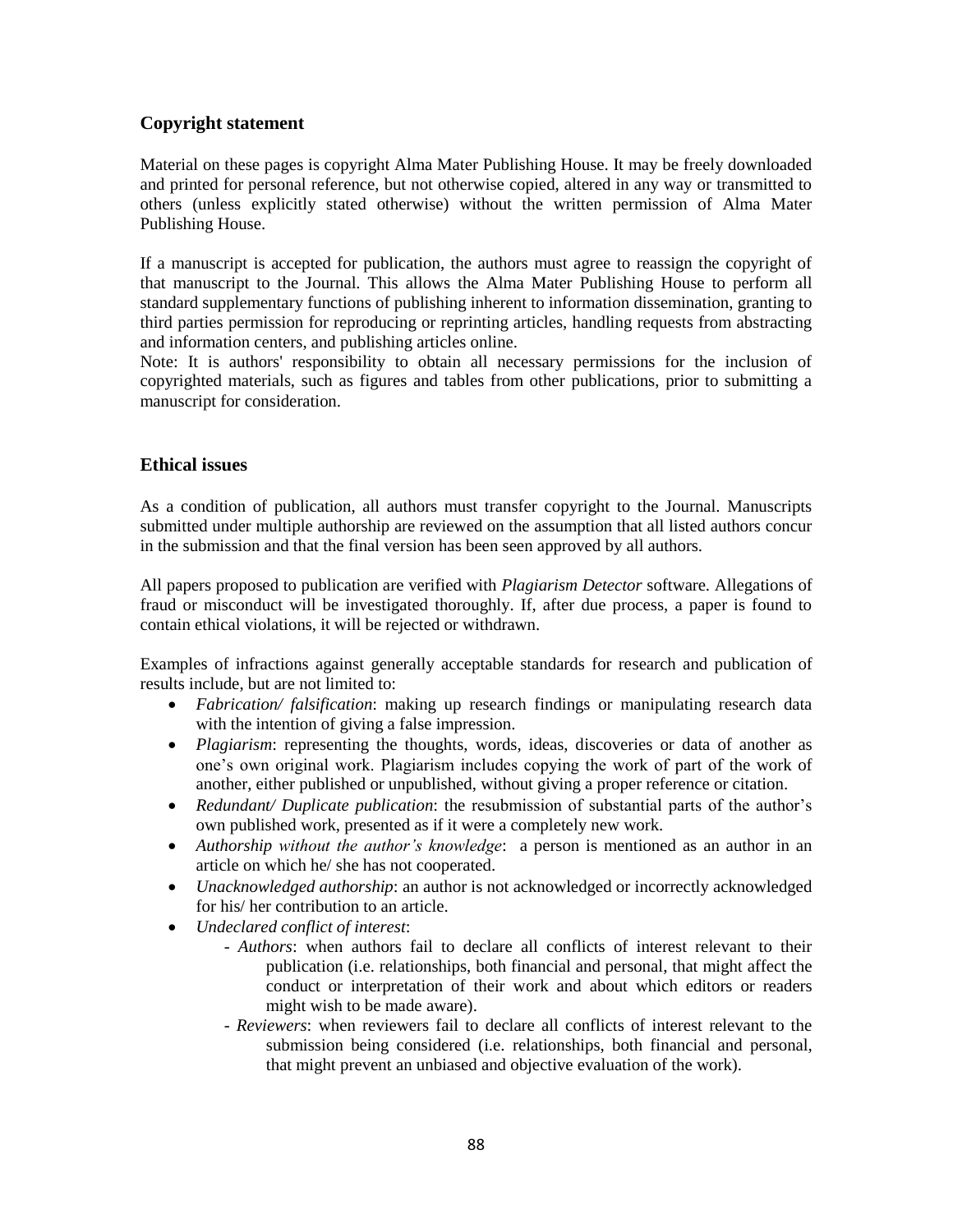## Copyright statement

Material on these pages is copyright Alma Mater Publishing House. It may be freely downloaded and printed for personal reference, but not otherwise copied, altered in any way or transmitted to others (unless explicitly stated otherwise) without the written permission of Alma Mater Publishing House.

If a manuscript is accepted for publication, the authors must agree to reassign the copyright of that manuscript to the Journal. This allows the Alma Mater Publishing House to perform all standard supplementary functions of publishing inherent to information dissemination, granting to third parties permission for reproducing or reprinting articles, handling requests from abstracting and information centers, and publishing articles online.

Note: It is authors' responsibility to obtain all necessary permissions for the inclusion of copyrighted materials, such as figures and tables from other publications, prior to submitting a manuscript for consideration.

## Ethical issues

As a condition of publication, all authors must transfer copyright to the Journal. Manuscripts submitted under multiple authorship are reviewed on the assumption that all listed authors concur in the submission and that the final version has been seen approved by all authors.

All papers proposed to publication are verified with *Plagiarism Detector* software. Allegations of fraud or misconduct will be investigated thoroughly. If, after due process, a paper is found to contain ethical violations, it will be rejected or withdrawn.

Examples of infractions against generally acceptable standards for research and publication of results include, but are not limited to:

- *Fabrication/ falsification*: making up research findings or manipulating research data with the intention of giving a false impression.
- *Plagiarism*: representing the thoughts, words, ideas, discoveries or data of another as one's own original work. Plagiarism includes copying the work of part of the work of another, either published or unpublished, without giving a proper reference or citation.
- *Redundant/ Duplicate publication*: the resubmission of substantial parts of the author's own published work, presented as if it were a completely new work.
- *Authorship without the author's knowledge*: a person is mentioned as an author in an article on which he/ she has not cooperated.
- *Unacknowledged authorship*: an author is not acknowledged or incorrectly acknowledged for his/ her contribution to an article.
- *Undeclared conflict of interest*:
  - *Authors*: when authors fail to declare all conflicts of interest relevant to their publication (i.e. relationships, both financial and personal, that might affect the conduct or interpretation of their work and about which editors or readers might wish to be made aware).
  - *Reviewers*: when reviewers fail to declare all conflicts of interest relevant to the submission being considered (i.e. relationships, both financial and personal, that might prevent an unbiased and objective evaluation of the work).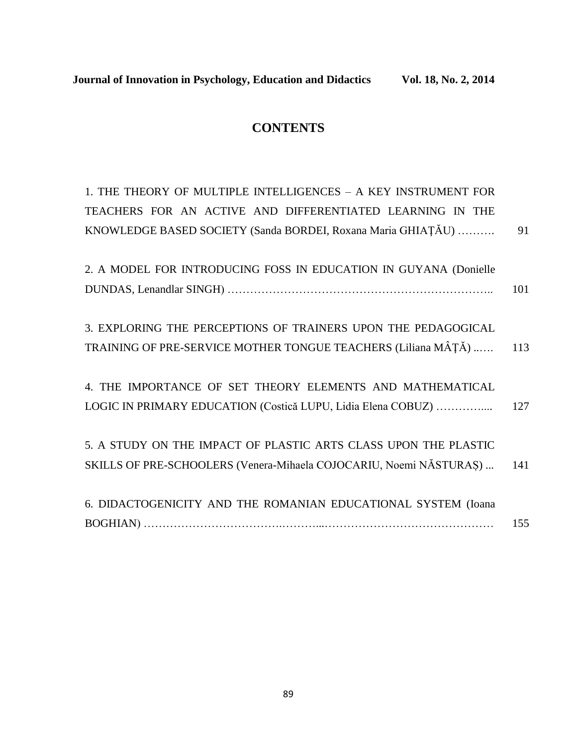# CONTENTS

1. THE THEORY OF MULTIPLE INTELLIGENCES – A KEY INSTRUMENT FOR TEACHERS FOR AN ACTIVE AND DIFFERENTIATED LEARNING IN THE KNOWLEDGE BASED SOCIETY (Sanda BORDEI, Roxana Maria GHIAȚĂU) ………. 91

2. A MODEL FOR INTRODUCING FOSS IN EDUCATION IN GUYANA (Donielle DUNDAS, Lenandlar SINGH) ………………………………………………………….. 101

3. EXPLORING THE PERCEPTIONS OF TRAINERS UPON THE PEDAGOGICAL TRAINING OF PRE-SERVICE MOTHER TONGUE TEACHERS (Liliana MÂȚĂ) ..…. 113

4. THE IMPORTANCE OF SET THEORY ELEMENTS AND MATHEMATICAL LOGIC IN PRIMARY EDUCATION (Costică LUPU, Lidia Elena COBUZ) …………..... 127

5. A STUDY ON THE IMPACT OF PLASTIC ARTS CLASS UPON THE PLASTIC SKILLS OF PRE-SCHOOLERS (Venera-Mihaela COJOCARIU, Noemi NĂSTURAȘ) ... 141

6. DIDACTOGENICITY AND THE ROMANIAN EDUCATIONAL SYSTEM (Ioana BOGHIAN) …………………………….………...……………………………………… 155